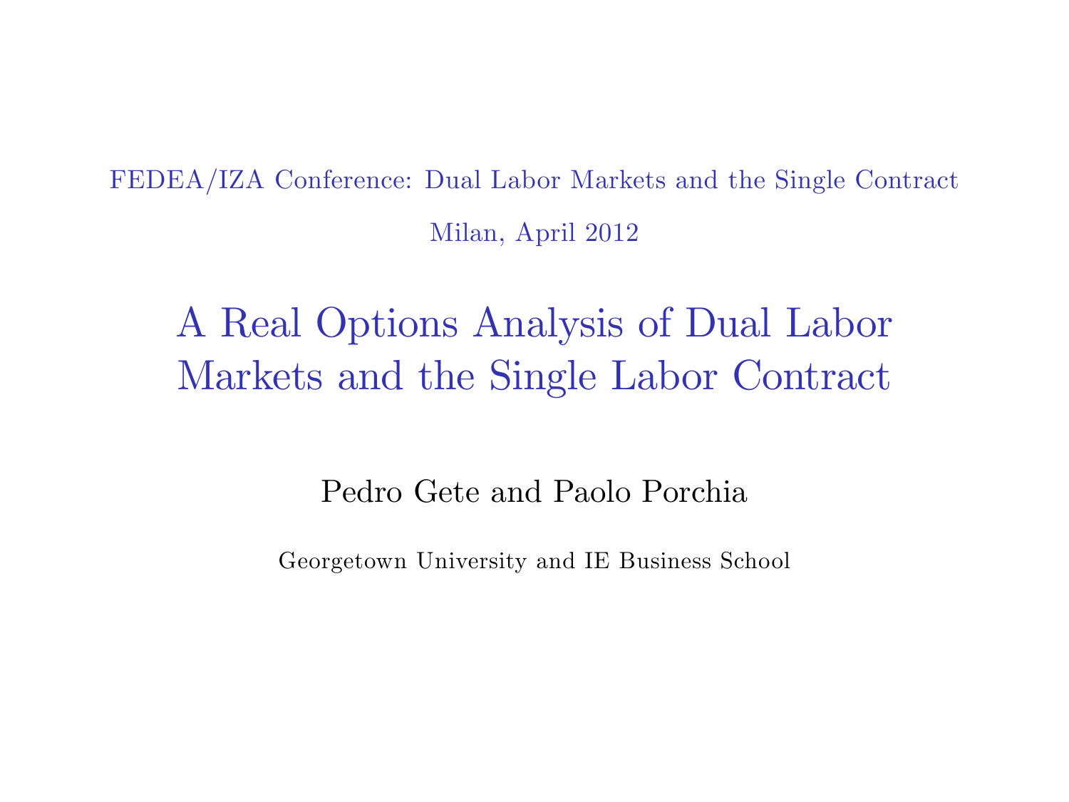FEDEA/IZA Conference: Dual Labor Markets and the Single Contract

Milan, April 2012

# A Real Options Analysis of Dual Labor Markets and the Single Labor Contract

Pedro Gete and Paolo Porchia

Georgetown University and IE Business School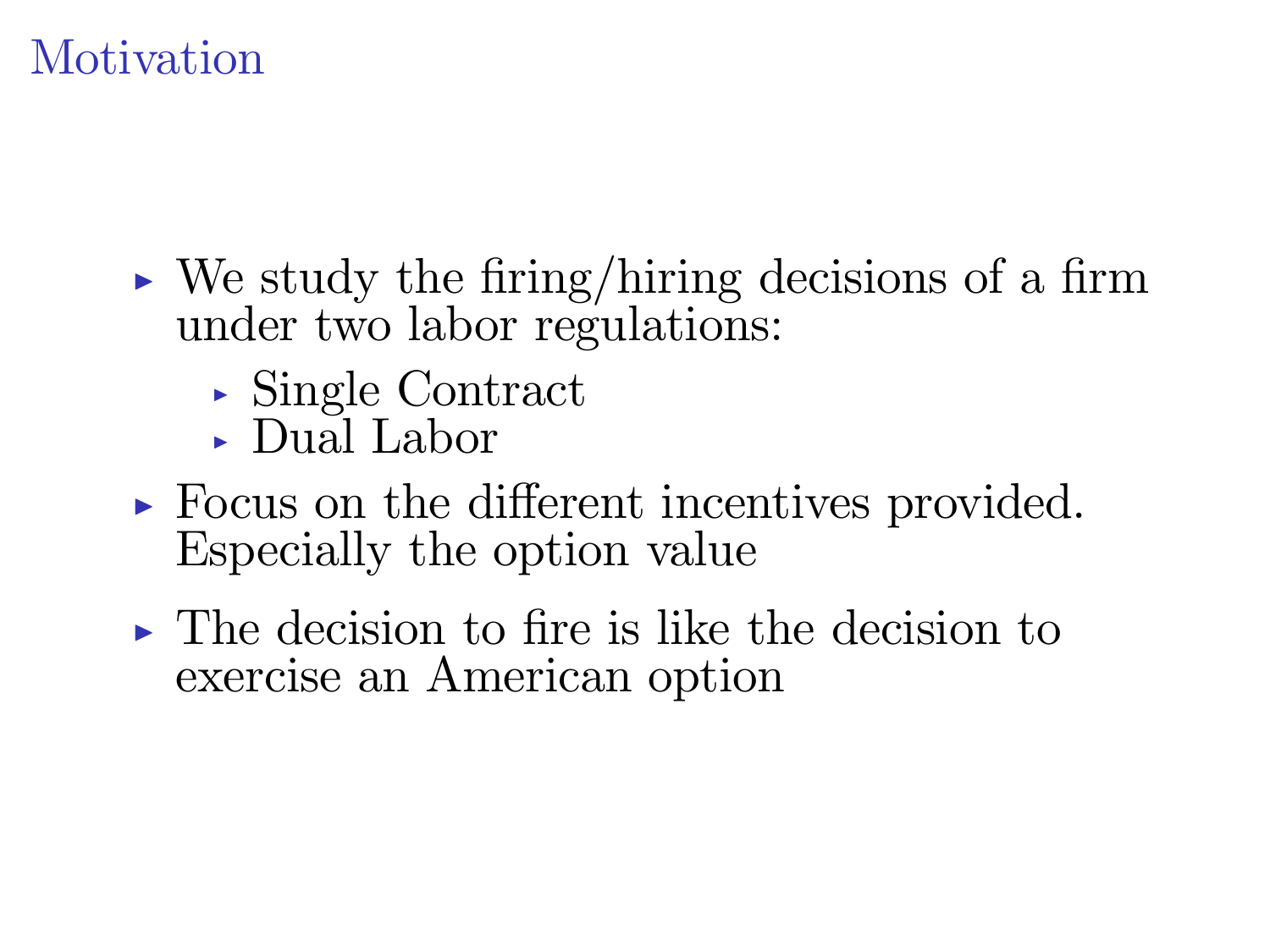# Motivation

- We study the firing/hiring decisions of a firm under two labor regulations:
  - Single Contract
  - Dual Labor
- Focus on the different incentives provided. Especially the option value
- The decision to fire is like the decision to exercise an American option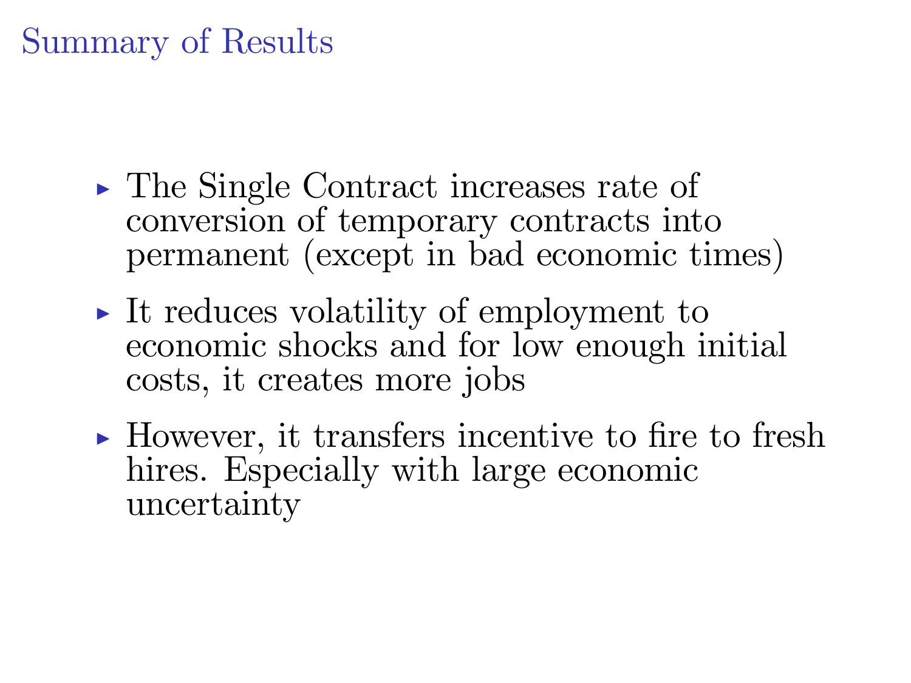# Summary of Results

- The Single Contract increases rate of conversion of temporary contracts into permanent (except in bad economic times)
- It reduces volatility of employment to economic shocks and for low enough initial costs, it creates more jobs
- However, it transfers incentive to fire to fresh hires. Especially with large economic uncertainty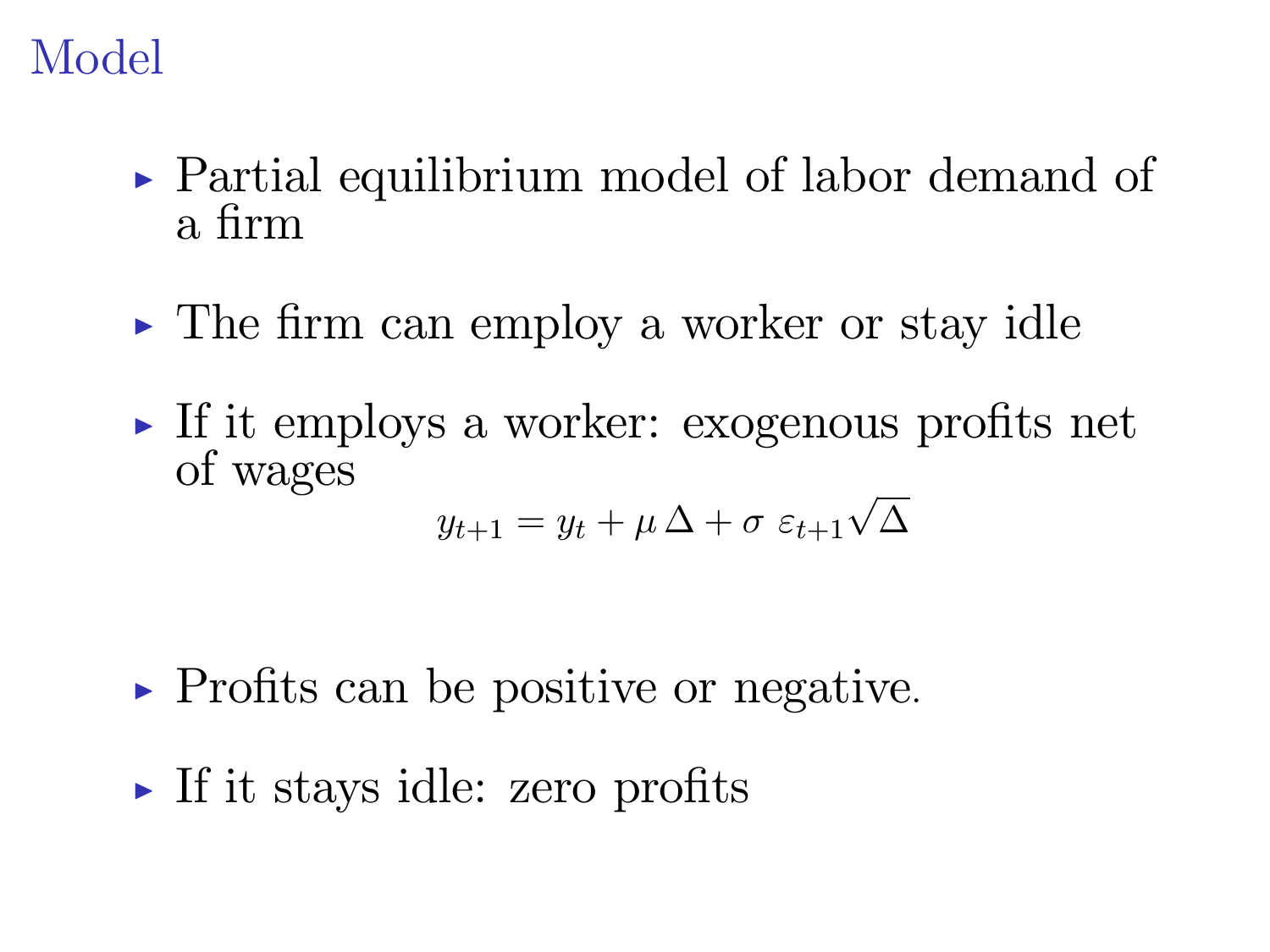# Model

- Partial equilibrium model of labor demand of a firm
- The firm can employ a worker or stay idle
- If it employs a worker: exogenous profits net of wages

$$y_{t+1} = y_t + \mu \, \Delta + \sigma \; \varepsilon_{t+1} \sqrt{\Delta}$$

- Profits can be positive or negative.
- If it stays idle: zero profits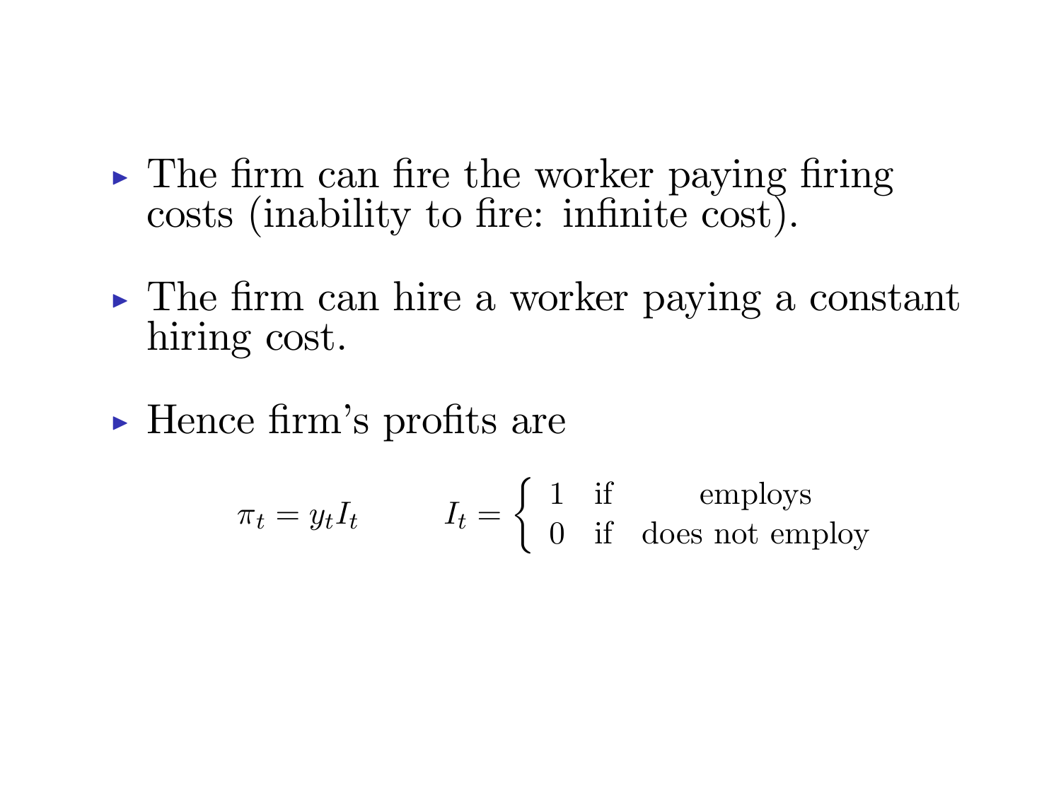- The firm can fire the worker paying firing costs (inability to fire: infinite cost).
- The firm can hire a worker paying a constant hiring cost.
- Hence firm's profits are

$$\pi_t = y_t I_t \qquad I_t = \begin{cases} 1 & \text{if} \quad \text{employs} \\ 0 & \text{if} \quad \text{does not employ} \end{cases}$$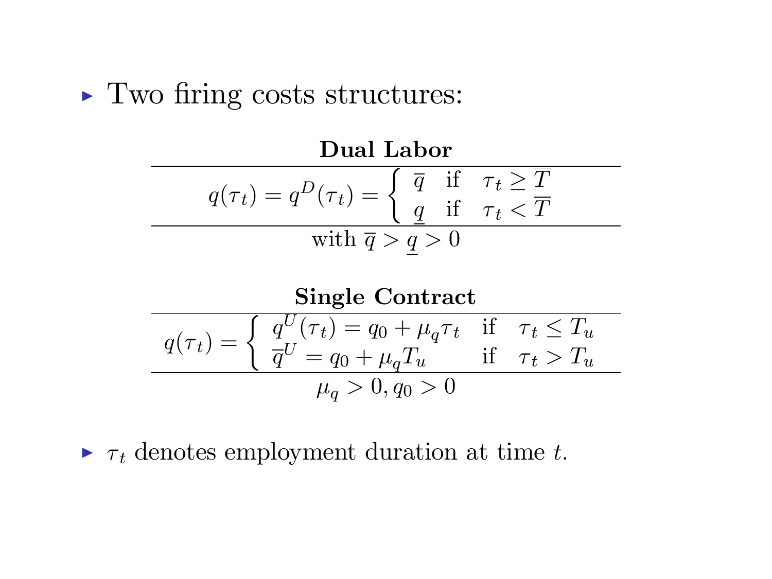- Two firing costs structures:

**Dual Labor**

$$q(\tau_t) = q^D(\tau_t) = \begin{cases} \overline{q} & \text{if} \quad \tau_t \geq \overline{T} \\ \underline{q} & \text{if} \quad \tau_t < \overline{T} \end{cases}$$

with $\overline{q} > \underline{q} > 0$

**Single Contract**

$$q(\tau_t) = \begin{cases} q^U(\tau_t) = q_0 + \mu_q \tau_t & \text{if} \quad \tau_t \leq T_u \\ \overline{q}^U = q_0 + \mu_q T_u & \text{if} \quad \tau_t > T_u \end{cases}$$

$\mu_q > 0, q_0 > 0$

- $\tau_t$ denotes employment duration at time $t$.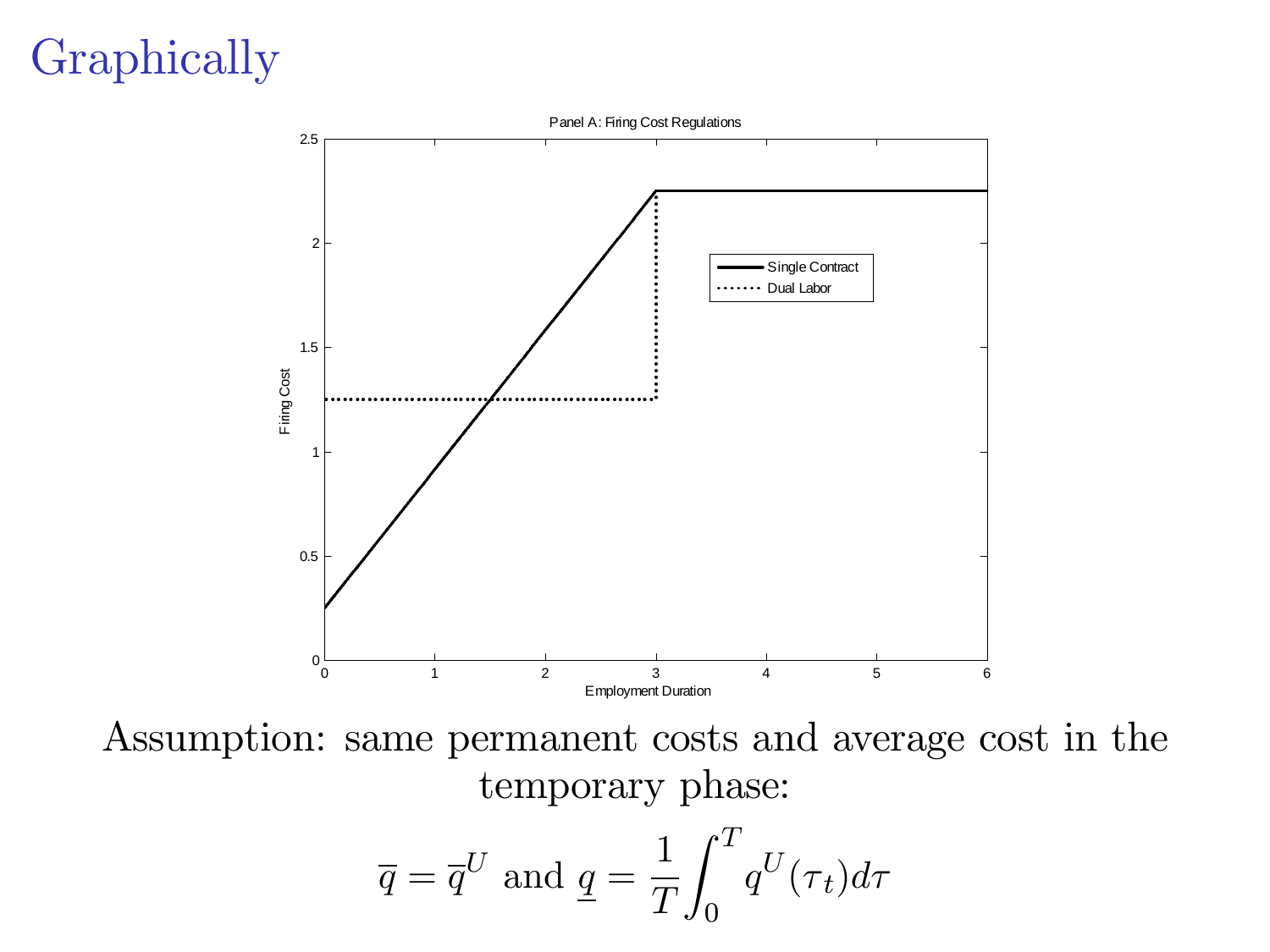# Graphically

Panel A: Firing Cost Regulations

Assumption: same permanent costs and average cost in the temporary phase:

$$\overline{q} = \overline{q}^U \text{ and } \underline{q} = \frac{1}{T}\int_0^T q^U(\tau_t)d\tau$$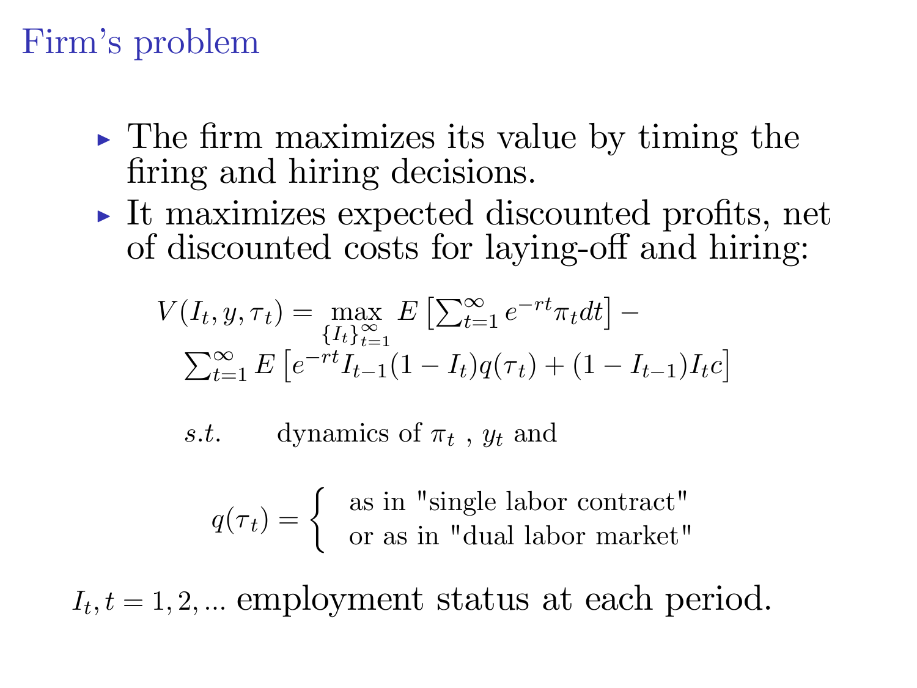# Firm's problem

- The firm maximizes its value by timing the firing and hiring decisions.
- It maximizes expected discounted profits, net of discounted costs for laying-off and hiring:

$$
V(I_t, y, \tau_t) = \max_{\{I_t\}_{t=1}^{\infty}} E\left[\sum_{t=1}^{\infty} e^{-rt}\pi_t dt\right] - \sum_{t=1}^{\infty} E\left[e^{-rt} I_{t-1}(1 - I_t)q(\tau_t) + (1 - I_{t-1})I_t c\right]
$$

$s.t.$ dynamics of $\pi_t$ , $y_t$ and

$$
q(\tau_t) = \begin{cases} \text{as in "single labor contract"} \\ \text{or as in "dual labor market"} \end{cases}
$$

$I_t, t = 1, 2, ...$ employment status at each period.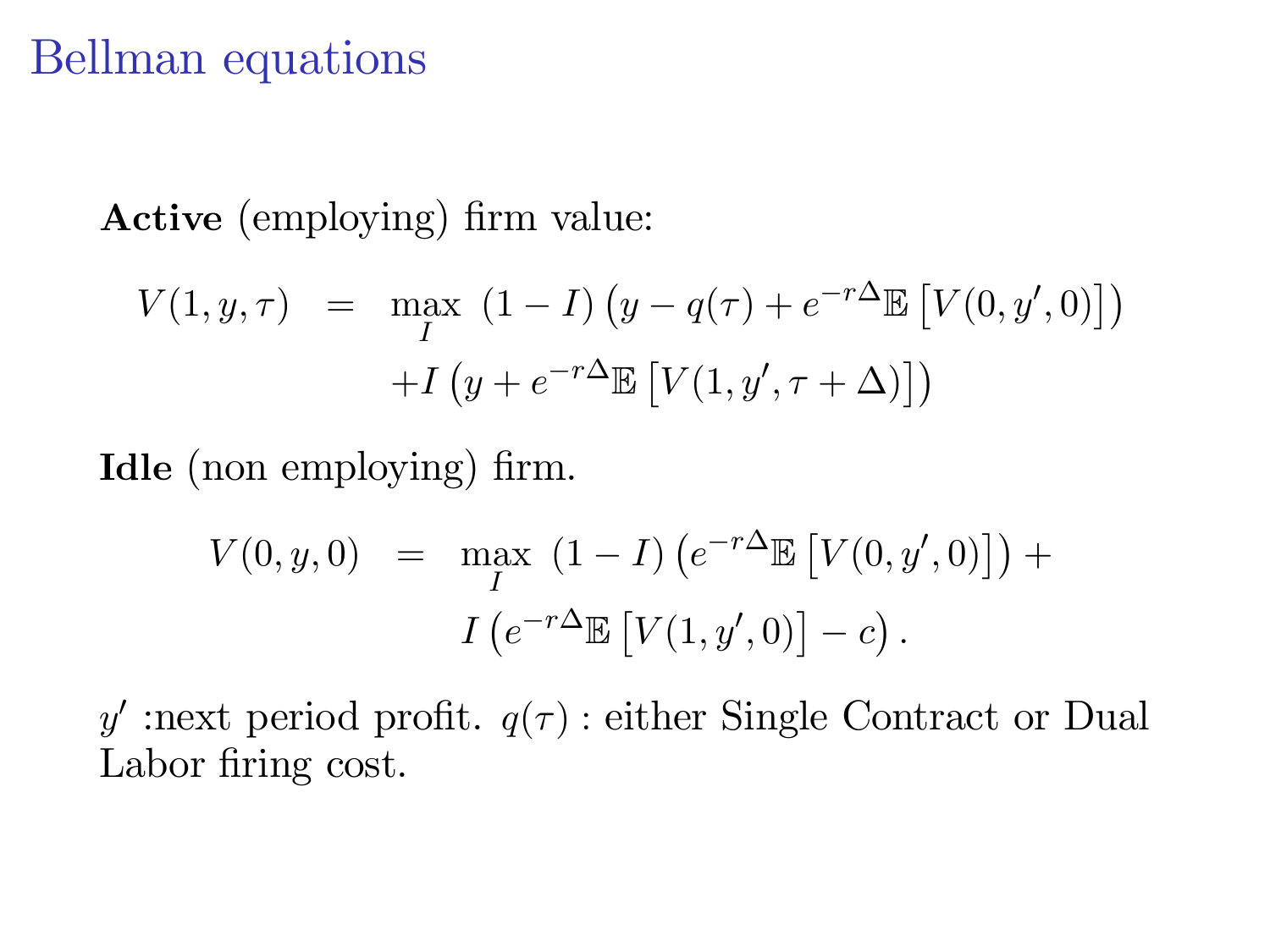# Bellman equations

**Active** (employing) firm value:

$$
\begin{aligned}
V(1, y, \tau) \;=\; & \max_{I} \; (1 - I) \left( y - q(\tau) + e^{-r\Delta} \mathbb{E} \left[ V(0, y', 0) \right] \right) \\
& + I \left( y + e^{-r\Delta} \mathbb{E} \left[ V(1, y', \tau + \Delta) \right] \right)
\end{aligned}
$$

**Idle** (non employing) firm.

$$
\begin{aligned}
V(0, y, 0) \;=\; & \max_{I} \; (1 - I) \left( e^{-r\Delta} \mathbb{E} \left[ V(0, y', 0) \right] \right) + \\
& I \left( e^{-r\Delta} \mathbb{E} \left[ V(1, y', 0) \right] - c \right).
\end{aligned}
$$

$y'$ :next period profit. $q(\tau)$ : either Single Contract or Dual Labor firing cost.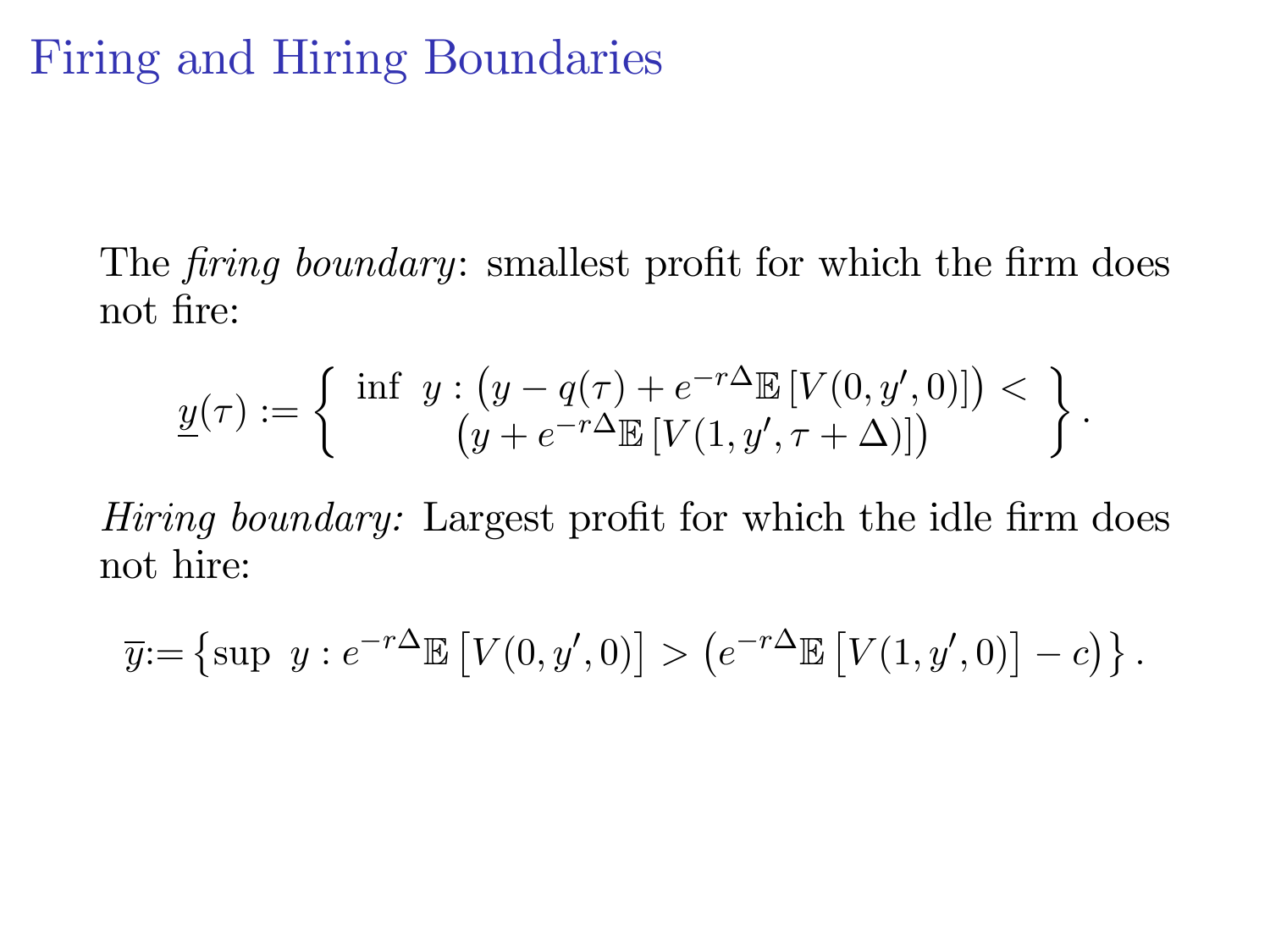# Firing and Hiring Boundaries

The *firing boundary*: smallest profit for which the firm does not fire:

$$\underline{y}(\tau) := \left\{ \begin{array}{c} \inf \; y : \left(y - q(\tau) + e^{-r\Delta}\mathbb{E}\left[V(0, y', 0)\right]\right) < \\ \left(y + e^{-r\Delta}\mathbb{E}\left[V(1, y', \tau + \Delta)\right]\right) \end{array} \right\}.$$

*Hiring boundary:* Largest profit for which the idle firm does not hire:

$$\overline{y} := \left\{ \sup \; y : e^{-r\Delta}\mathbb{E}\left[V(0, y', 0)\right] > \left(e^{-r\Delta}\mathbb{E}\left[V(1, y', 0)\right] - c\right) \right\}.$$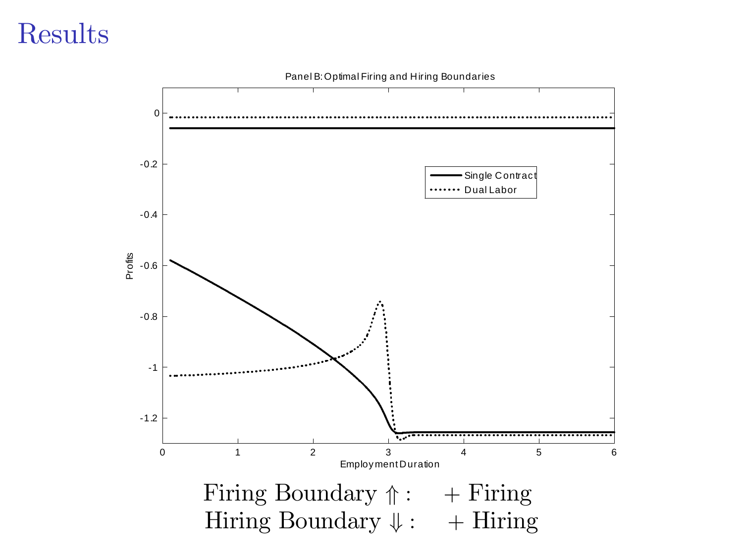# Results

Panel B: Optimal Firing and Hiring Boundaries

Firing Boundary $\Uparrow$ : $\quad +$ Firing
Hiring Boundary $\Downarrow$ : $\quad +$ Hiring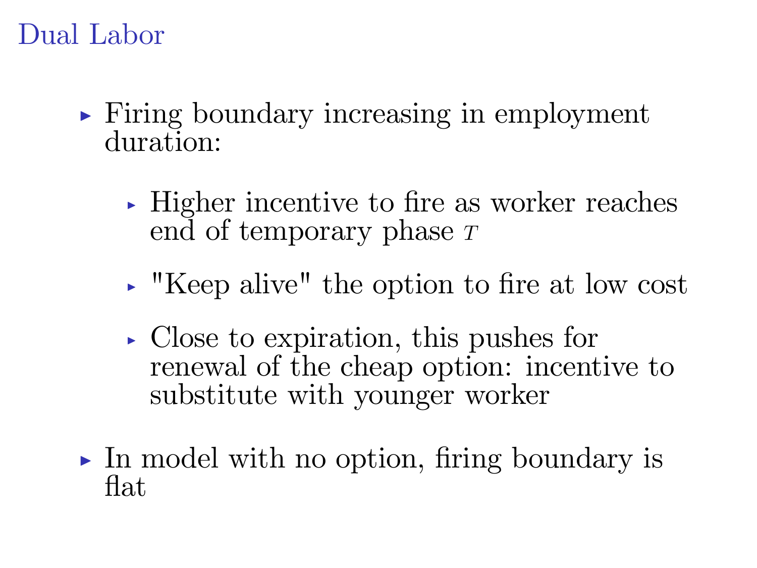# Dual Labor

- Firing boundary increasing in employment duration:
  - Higher incentive to fire as worker reaches end of temporary phase $T$
  - "Keep alive" the option to fire at low cost
  - Close to expiration, this pushes for renewal of the cheap option: incentive to substitute with younger worker
- In model with no option, firing boundary is flat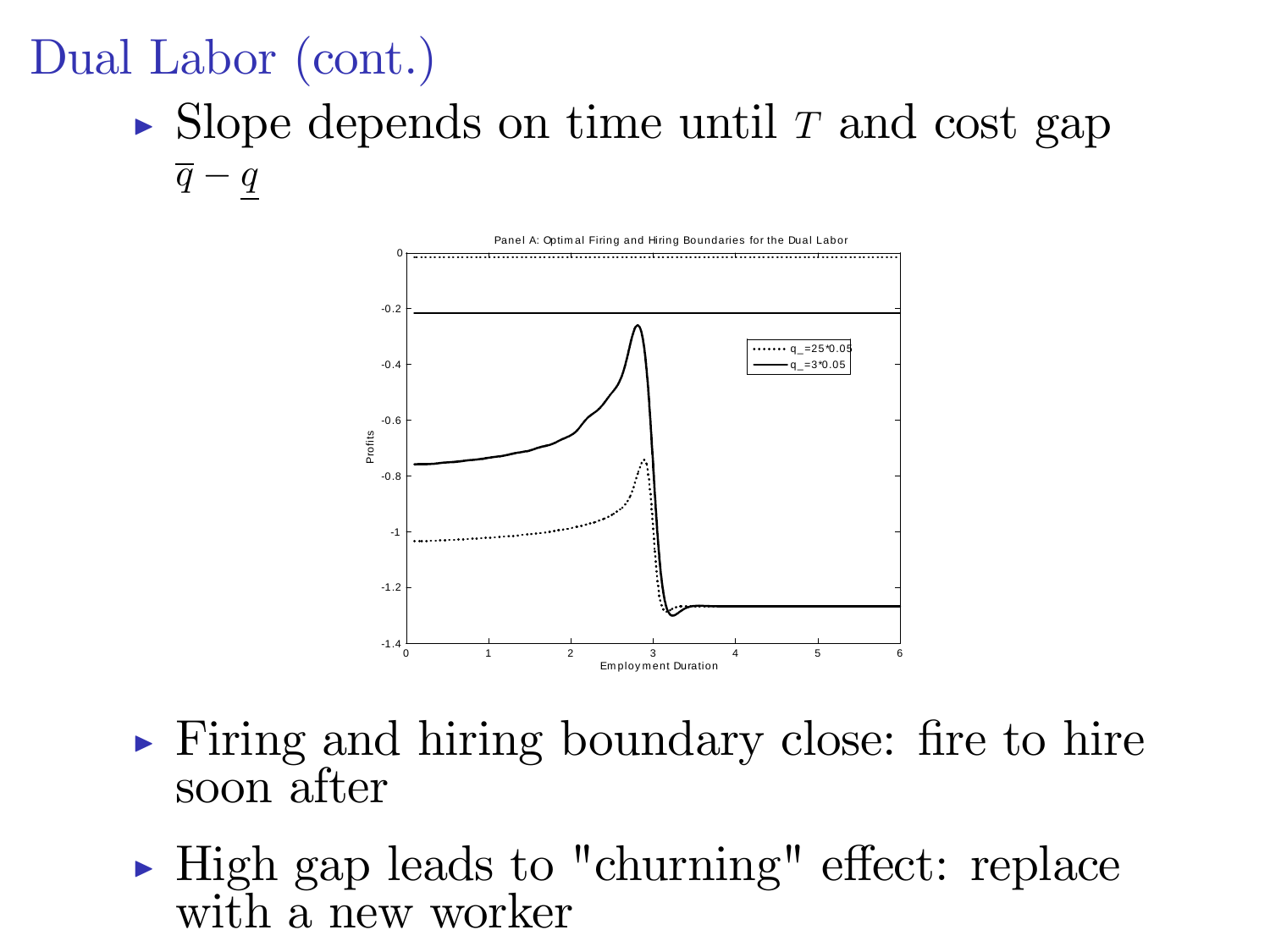# Dual Labor (cont.)

- Slope depends on time until $T$ and cost gap $\overline{q} - \underline{q}$

- Firing and hiring boundary close: fire to hire soon after
- High gap leads to "churning" effect: replace with a new worker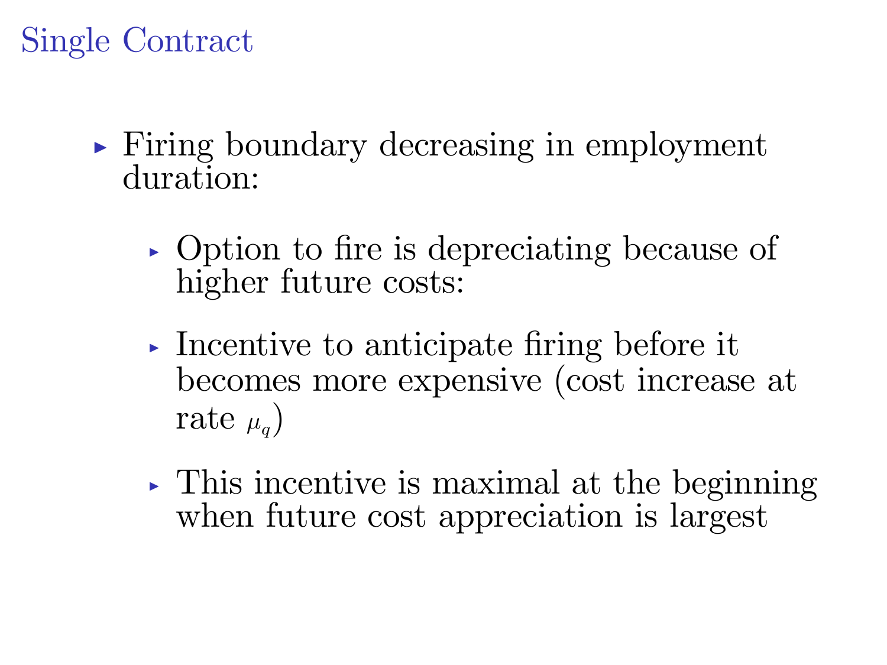# Single Contract

- Firing boundary decreasing in employment duration:
  - Option to fire is depreciating because of higher future costs:
  - Incentive to anticipate firing before it becomes more expensive (cost increase at rate $\mu_q$)
  - This incentive is maximal at the beginning when future cost appreciation is largest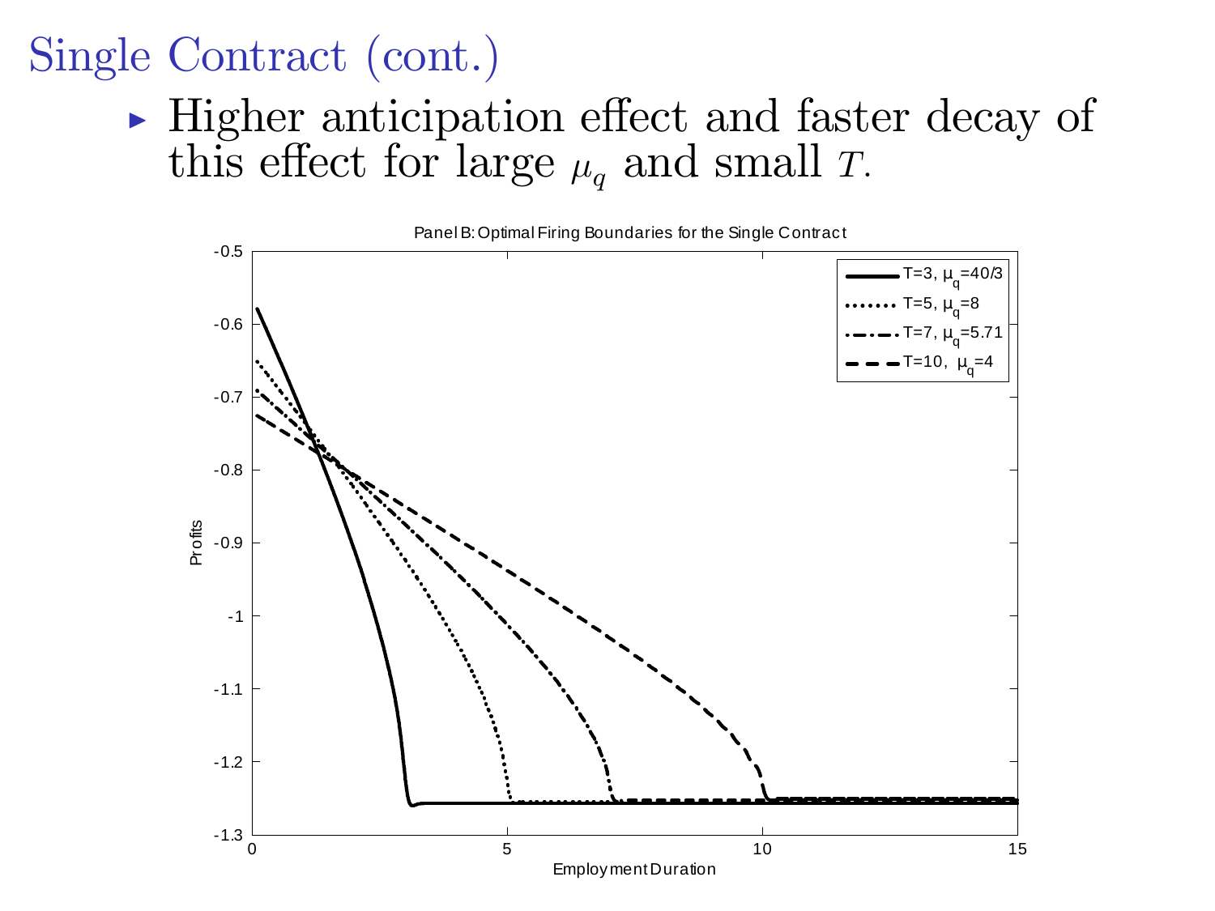# Single Contract (cont.)

- Higher anticipation effect and faster decay of this effect for large $\mu_q$ and small $T$.

Panel B: Optimal Firing Boundaries for the Single Contract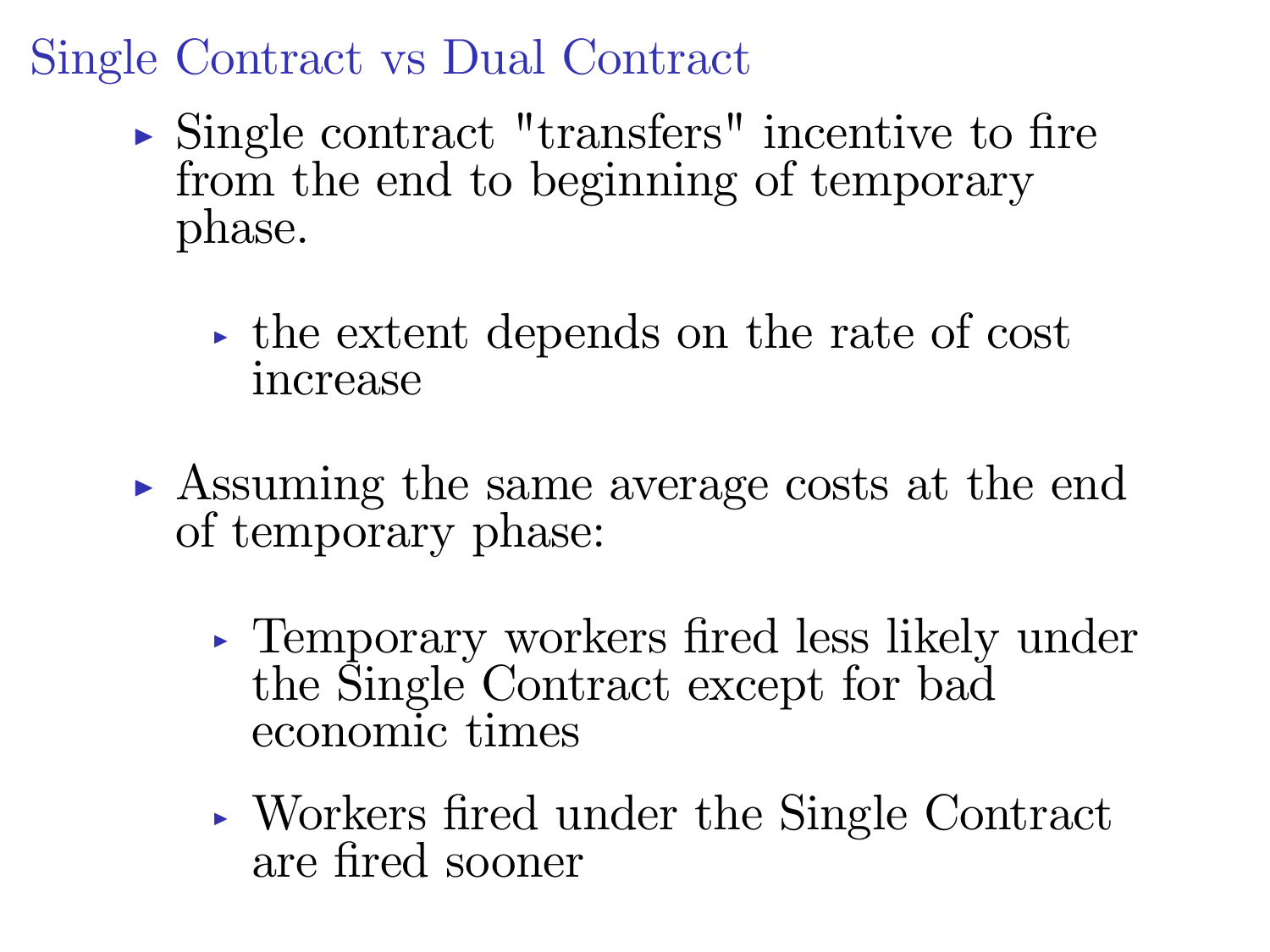## Single Contract vs Dual Contract

- Single contract "transfers" incentive to fire from the end to beginning of temporary phase.
  - the extent depends on the rate of cost increase
- Assuming the same average costs at the end of temporary phase:
  - Temporary workers fired less likely under the Single Contract except for bad economic times
  - Workers fired under the Single Contract are fired sooner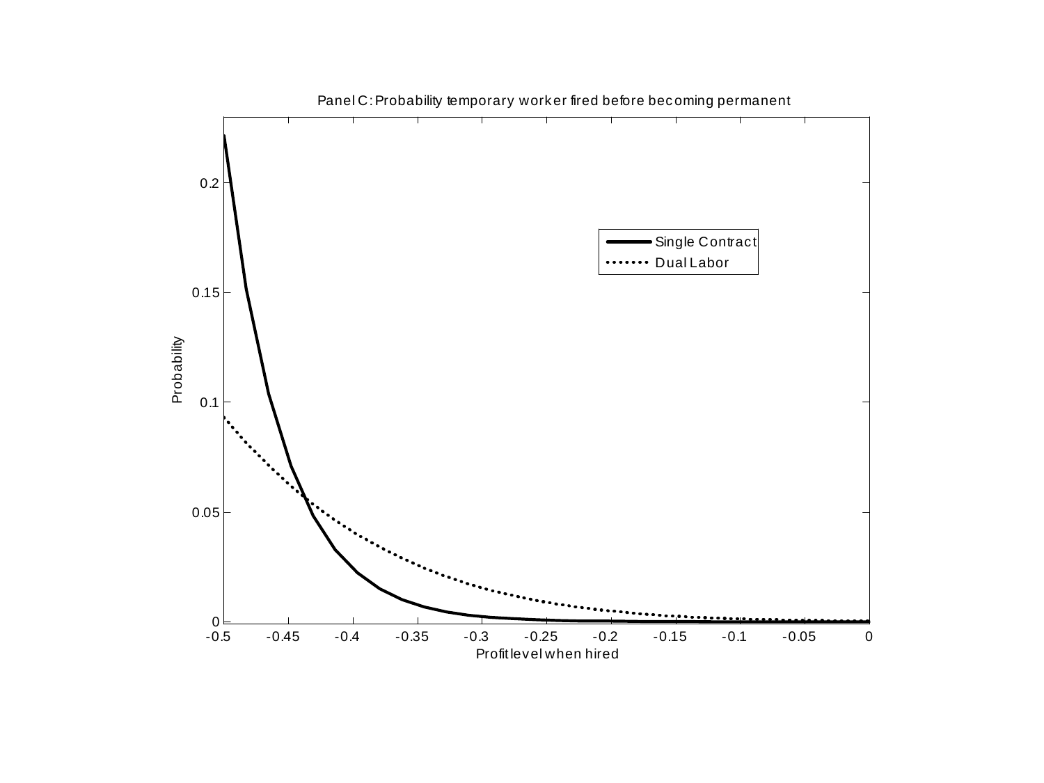Panel C: Probability temporary worker fired before becoming permanent

Probability

Profit level when hired

Single Contract

Dual Labor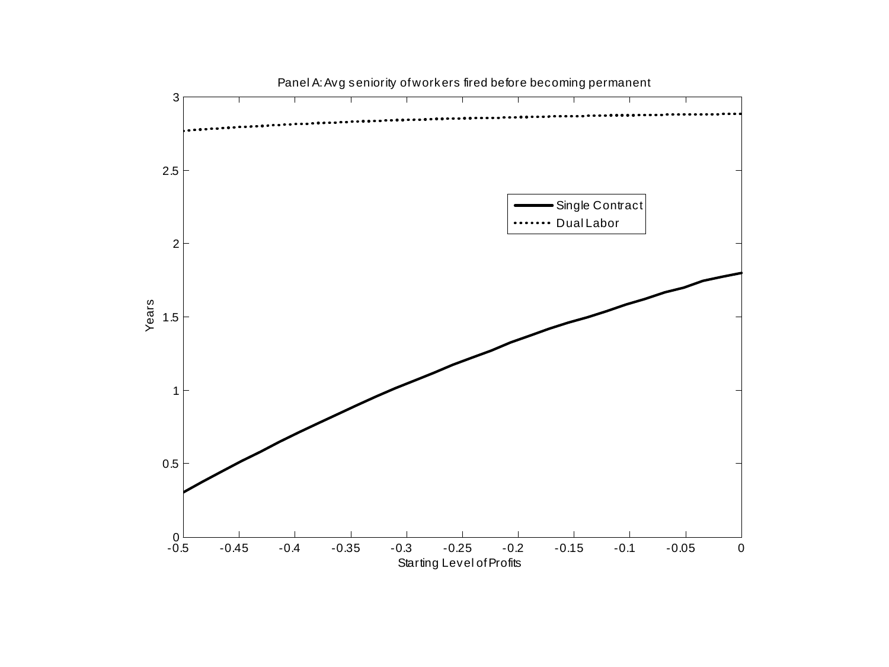Panel A: Avg seniority of workers fired before becoming permanent

Single Contract

Dual Labor

Years

Starting Level of Profits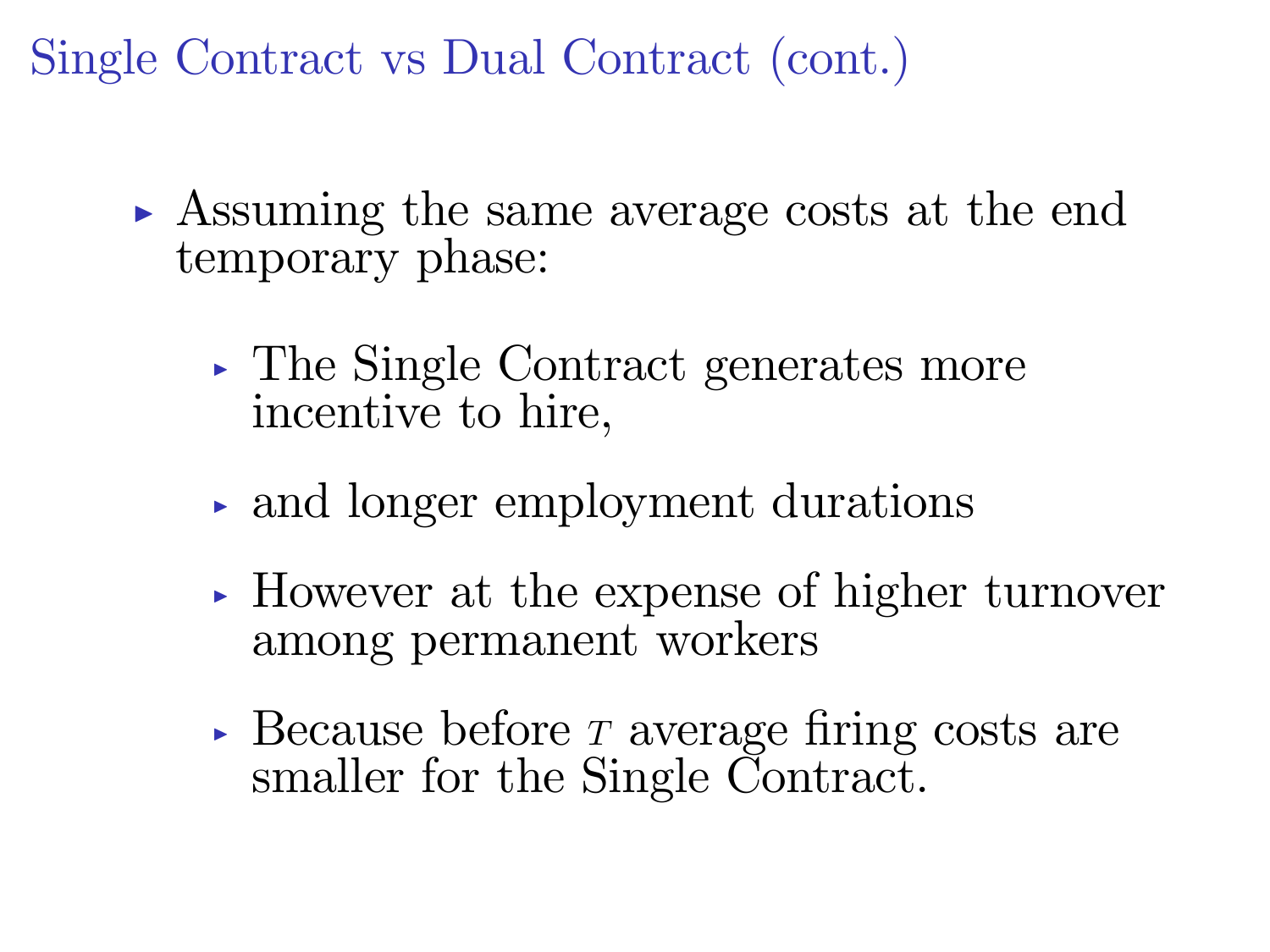# Single Contract vs Dual Contract (cont.)

- Assuming the same average costs at the end temporary phase:
  - The Single Contract generates more incentive to hire,
  - and longer employment durations
  - However at the expense of higher turnover among permanent workers
  - Because before $\tau$ average firing costs are smaller for the Single Contract.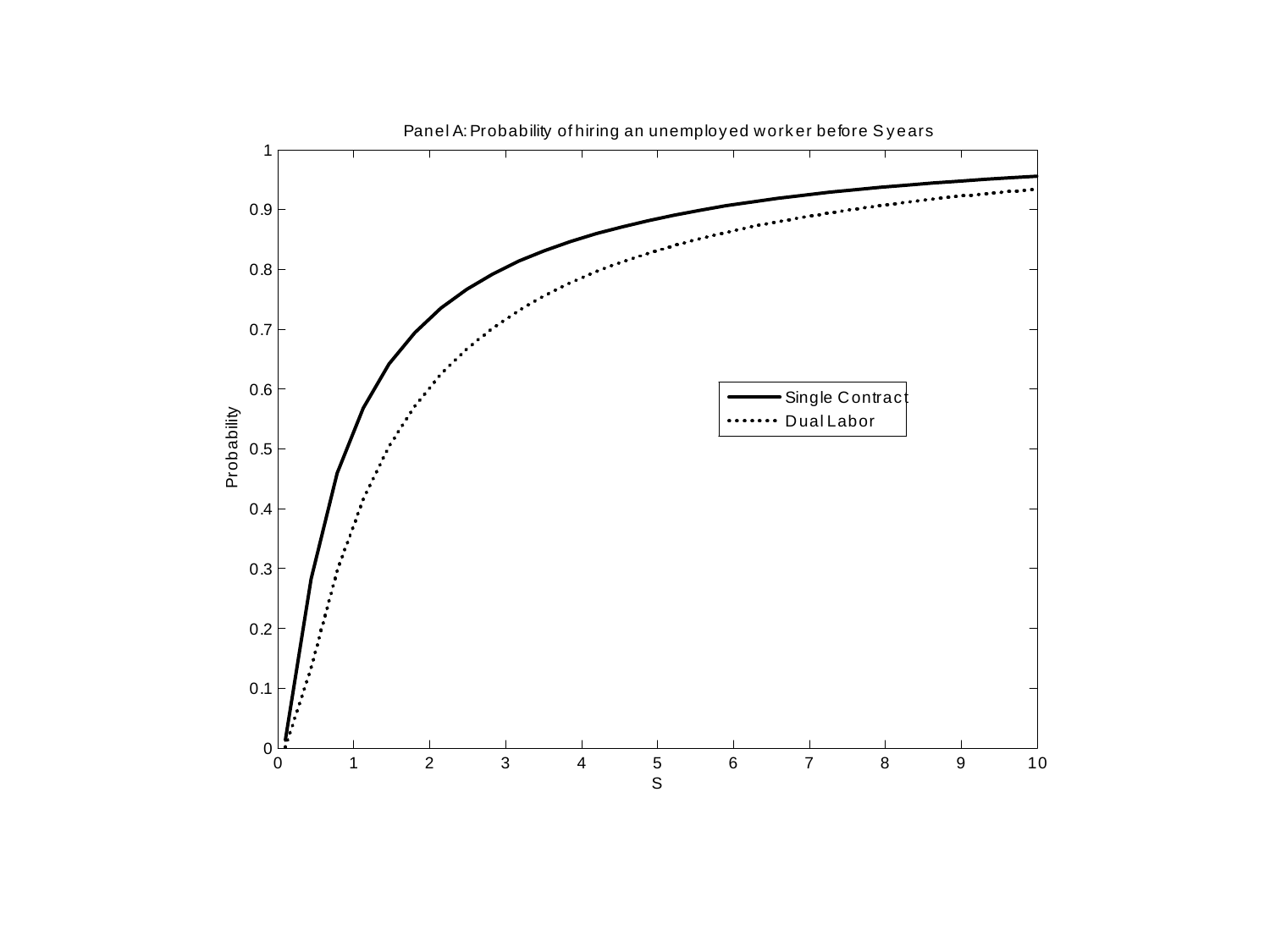Panel A: Probability of hiring an unemployed worker before S years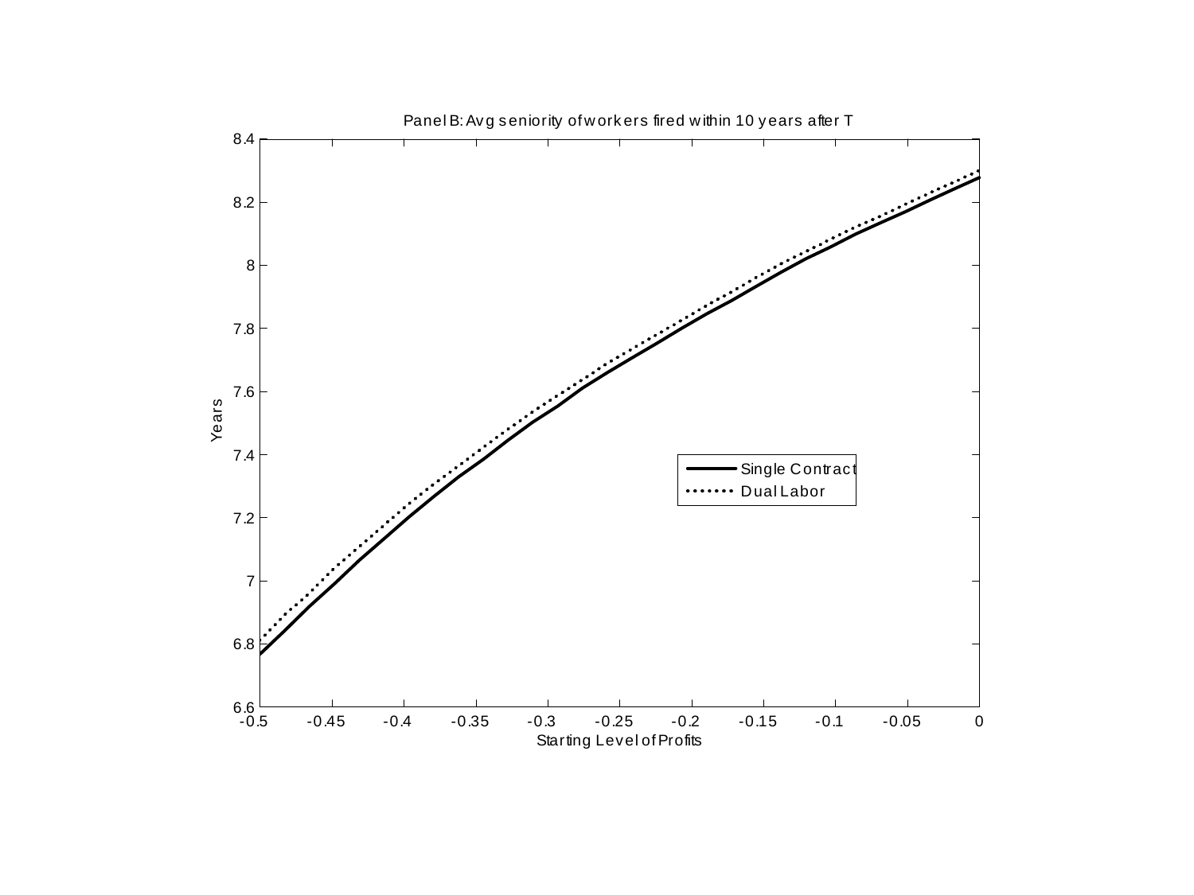Panel B: Avg seniority of workers fired within 10 years after T

Years

Starting Level of Profits

Single Contract

Dual Labor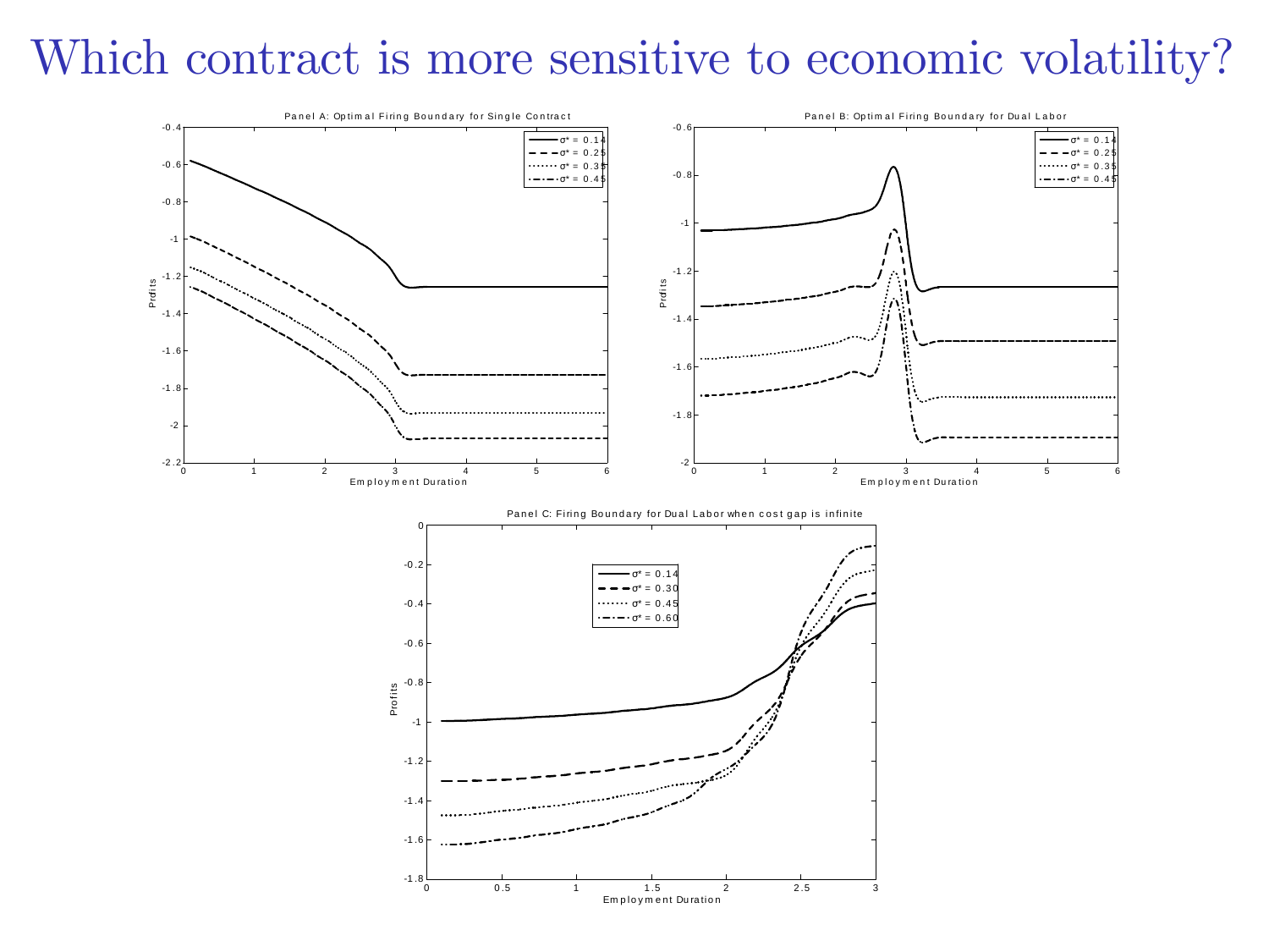# Which contract is more sensitive to economic volatility?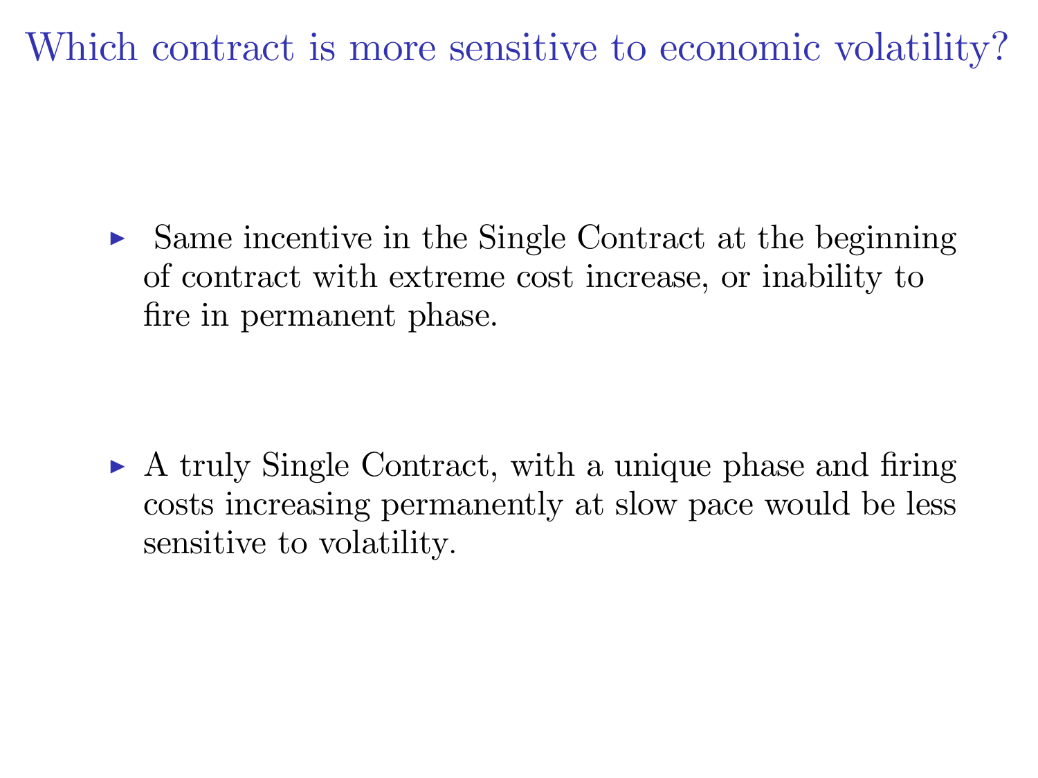# Which contract is more sensitive to economic volatility?

- Same incentive in the Single Contract at the beginning of contract with extreme cost increase, or inability to fire in permanent phase.

- A truly Single Contract, with a unique phase and firing costs increasing permanently at slow pace would be less sensitive to volatility.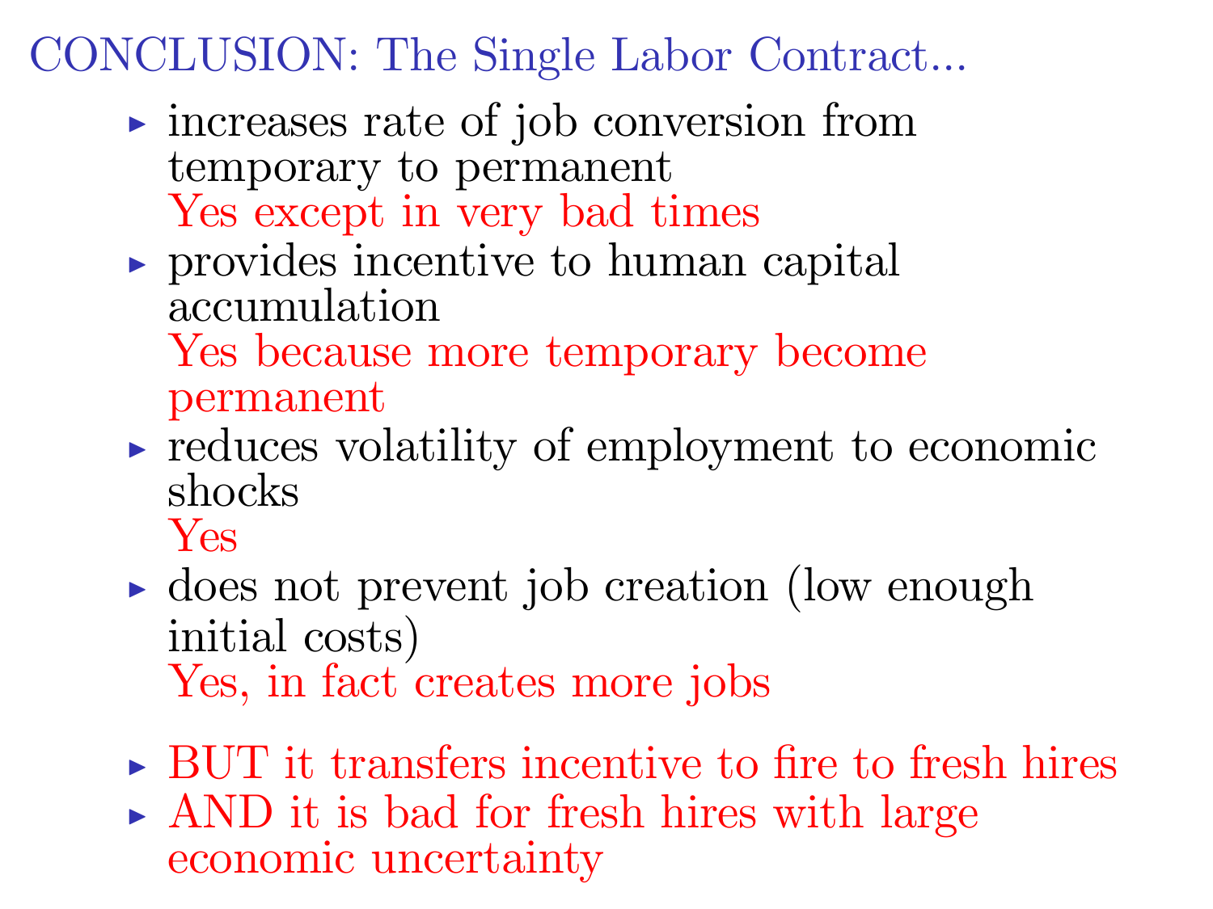# CONCLUSION: The Single Labor Contract...

- increases rate of job conversion from temporary to permanent
  Yes except in very bad times
- provides incentive to human capital accumulation
  Yes because more temporary become permanent
- reduces volatility of employment to economic shocks
  Yes
- does not prevent job creation (low enough initial costs)
  Yes, in fact creates more jobs

- BUT it transfers incentive to fire to fresh hires
- AND it is bad for fresh hires with large economic uncertainty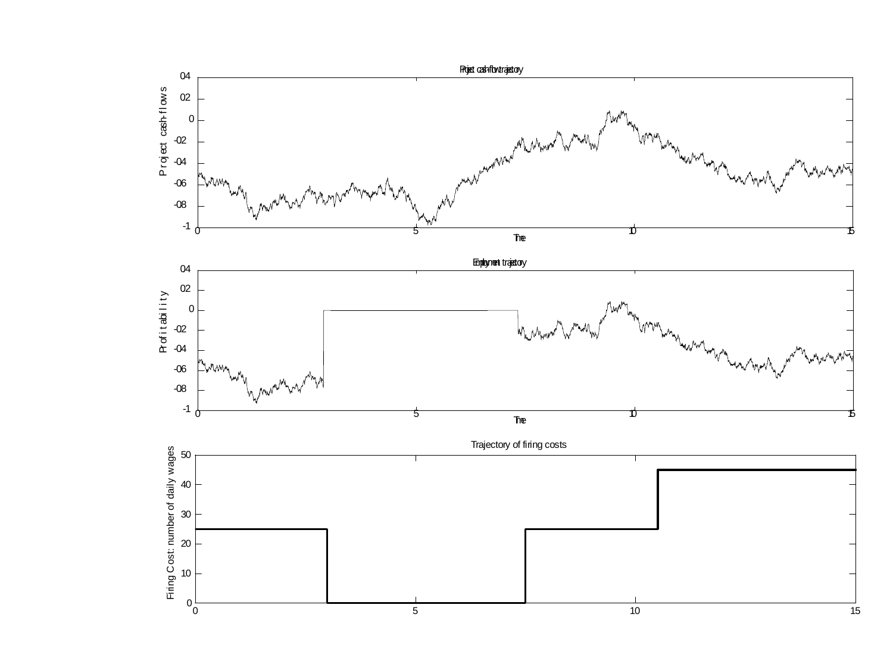Project cash-flow trajectory

Project cash-flows

04
02
0
-02
-04
-06
-08
-1

0
5
10
15

Time

Employment trajectory

Profitability

04
02
0
-02
-04
-06
-08
-1

0
5
10
15

Time

Trajectory of firing costs

Firing Cost: number of daily wages

50
40
30
20
10
0

0
5
10
15